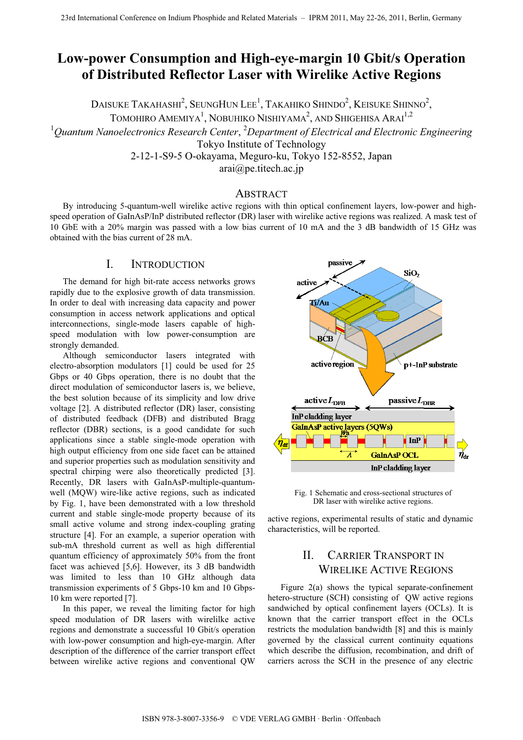# Low-power Consumption and High-eye-margin 10 Gbit/s Operation of Distributed Reflector Laser with Wirelike Active Regions

DAISUKE TAKAHASHI[2], SEUNGHUN LEE[1], TAKAHIKO SHINDO[2], KEISUKE SHINNO[2], TOMOHIRO AMEMIYA[1], NOBUHIKO NISHIYAMA[2], AND SHIGEHISA ARAI[1,2]

[1]*Quantum Nanoelectronics Research Center*, [2]*Department of Electrical and Electronic Engineering*
Tokyo Institute of Technology
2-12-1-S9-5 O-okayama, Meguro-ku, Tokyo 152-8552, Japan
arai@pe.titech.ac.jp

## ABSTRACT

By introducing 5-quantum-well wirelike active regions with thin optical confinement layers, low-power and high-speed operation of GaInAsP/InP distributed reflector (DR) laser with wirelike active regions was realized. A mask test of 10 GbE with a 20% margin was passed with a low bias current of 10 mA and the 3 dB bandwidth of 15 GHz was obtained with the bias current of 28 mA.

## I. INTRODUCTION

The demand for high bit-rate access networks grows rapidly due to the explosive growth of data transmission. In order to deal with increasing data capacity and power consumption in access network applications and optical interconnections, single-mode lasers capable of high-speed modulation with low power-consumption are strongly demanded.

Although semiconductor lasers integrated with electro-absorption modulators [1] could be used for 25 Gbps or 40 Gbps operation, there is no doubt that the direct modulation of semiconductor lasers is, we believe, the best solution because of its simplicity and low drive voltage [2]. A distributed reflector (DR) laser, consisting of distributed feedback (DFB) and distributed Bragg reflector (DBR) sections, is a good candidate for such applications since a stable single-mode operation with high output efficiency from one side facet can be attained and superior properties such as modulation sensitivity and spectral chirping were also theoretically predicted [3]. Recently, DR lasers with GaInAsP-multiple-quantum-well (MQW) wire-like active regions, such as indicated by Fig. 1, have been demonstrated with a low threshold current and stable single-mode property because of its small active volume and strong index-coupling grating structure [4]. For an example, a superior operation with sub-mA threshold current as well as high differential quantum efficiency of approximately 50% from the front facet was achieved [5,6]. However, its 3 dB bandwidth was limited to less than 10 GHz although data transmission experiments of 5 Gbps-10 km and 10 Gbps-10 km were reported [7].

In this paper, we reveal the limiting factor for high speed modulation of DR lasers with wirelilke active regions and demonstrate a successful 10 Gbit/s operation with low-power consumption and high-eye-margin. After description of the difference of the carrier transport effect between wirelike active regions and conventional QW active regions, experimental results of static and dynamic characteristics, will be reported.

Fig. 1 Schematic and cross-sectional structures of DR laser with wirelike active regions.

## II. CARRIER TRANSPORT IN WIRELIKE ACTIVE REGIONS

Figure 2(a) shows the typical separate-confinement hetero-structure (SCH) consisting of QW active regions sandwiched by optical confinement layers (OCLs). It is known that the carrier transport effect in the OCLs restricts the modulation bandwidth [8] and this is mainly governed by the classical current continuity equations which describe the diffusion, recombination, and drift of carriers across the SCH in the presence of any electric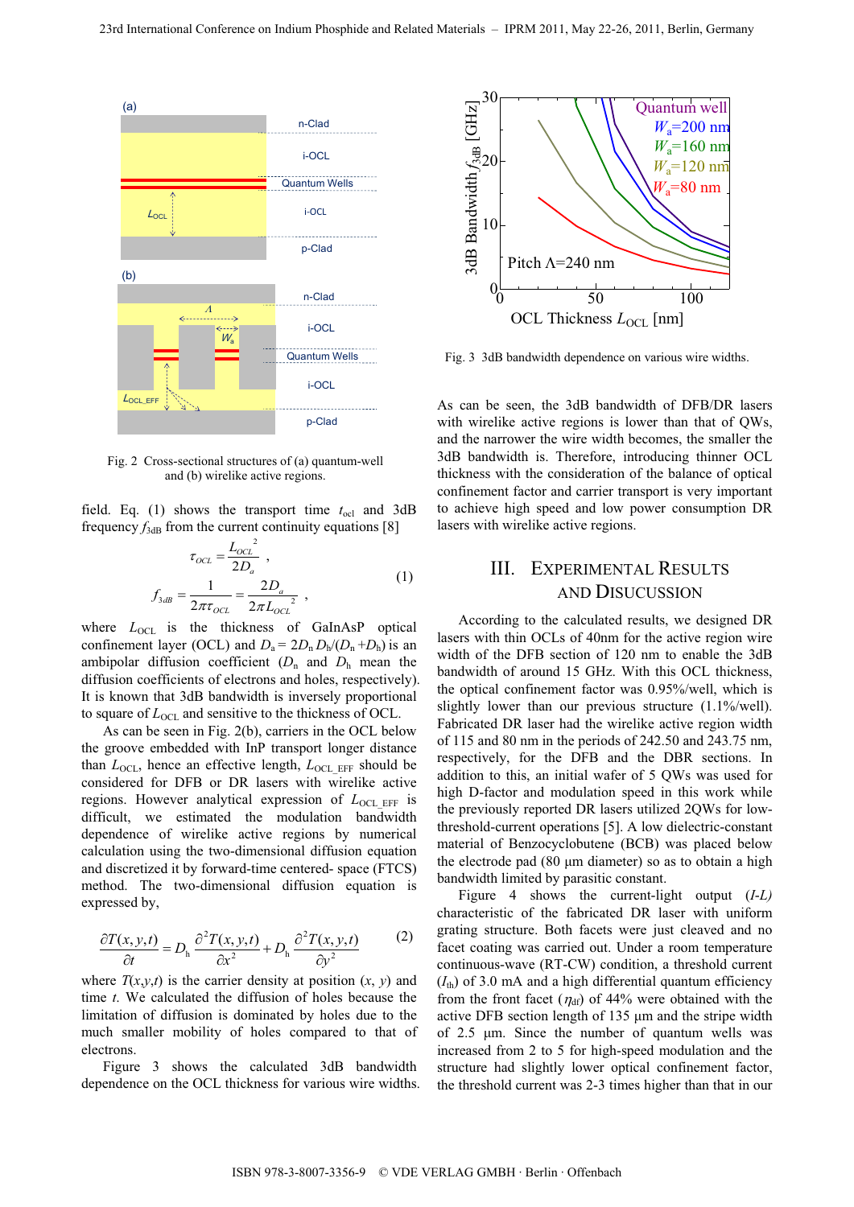Fig. 2 Cross-sectional structures of (a) quantum-well and (b) wirelike active regions.

field. Eq. (1) shows the transport time $t_{ocl}$ and 3dB frequency $f_{3dB}$ from the current continuity equations [8]

$$\tau_{OCL} = \frac{L_{OCL}^{2}}{2D_a} \ ,$$
$$f_{3dB} = \frac{1}{2\pi\tau_{OCL}} = \frac{2D_a}{2\pi L_{OCL}^{2}} \ , \quad (1)$$

where $L_{OCL}$ is the thickness of GaInAsP optical confinement layer (OCL) and $D_a = 2D_n D_h/(D_n + D_h)$ is an ambipolar diffusion coefficient ($D_n$ and $D_h$ mean the diffusion coefficients of electrons and holes, respectively). It is known that 3dB bandwidth is inversely proportional to square of $L_{OCL}$ and sensitive to the thickness of OCL.

As can be seen in Fig. 2(b), carriers in the OCL below the groove embedded with InP transport longer distance than $L_{OCL}$, hence an effective length, $L_{OCL\_EFF}$ should be considered for DFB or DR lasers with wirelike active regions. However analytical expression of $L_{OCL\_EFF}$ is difficult, we estimated the modulation bandwidth dependence of wirelike active regions by numerical calculation using the two-dimensional diffusion equation and discretized it by forward-time centered- space (FTCS) method. The two-dimensional diffusion equation is expressed by,

$$\frac{\partial T(x,y,t)}{\partial t} = D_h \frac{\partial^2 T(x,y,t)}{\partial x^2} + D_h \frac{\partial^2 T(x,y,t)}{\partial y^2} \quad (2)$$

where $T(x,y,t)$ is the carrier density at position ($x$, $y$) and time $t$. We calculated the diffusion of holes because the limitation of diffusion is dominated by holes due to the much smaller mobility of holes compared to that of electrons.

Figure 3 shows the calculated 3dB bandwidth dependence on the OCL thickness for various wire widths.

Fig. 3 3dB bandwidth dependence on various wire widths.

As can be seen, the 3dB bandwidth of DFB/DR lasers with wirelike active regions is lower than that of QWs, and the narrower the wire width becomes, the smaller the 3dB bandwidth is. Therefore, introducing thinner OCL thickness with the consideration of the balance of optical confinement factor and carrier transport is very important to achieve high speed and low power consumption DR lasers with wirelike active regions.

## III. Experimental Results and Disucussion

According to the calculated results, we designed DR lasers with thin OCLs of 40nm for the active region wire width of the DFB section of 120 nm to enable the 3dB bandwidth of around 15 GHz. With this OCL thickness, the optical confinement factor was 0.95%/well, which is slightly lower than our previous structure (1.1%/well). Fabricated DR laser had the wirelike active region width of 115 and 80 nm in the periods of 242.50 and 243.75 nm, respectively, for the DFB and the DBR sections. In addition to this, an initial wafer of 5 QWs was used for high D-factor and modulation speed in this work while the previously reported DR lasers utilized 2QWs for low-threshold-current operations [5]. A low dielectric-constant material of Benzocyclobutene (BCB) was placed below the electrode pad (80 µm diameter) so as to obtain a high bandwidth limited by parasitic constant.

Figure 4 shows the current-light output (*I-L*) characteristic of the fabricated DR laser with uniform grating structure. Both facets were just cleaved and no facet coating was carried out. Under a room temperature continuous-wave (RT-CW) condition, a threshold current ($I_{th}$) of 3.0 mA and a high differential quantum efficiency from the front facet ($\eta_{df}$) of 44% were obtained with the active DFB section length of 135 µm and the stripe width of 2.5 µm. Since the number of quantum wells was increased from 2 to 5 for high-speed modulation and the structure had slightly lower optical confinement factor, the threshold current was 2-3 times higher than that in our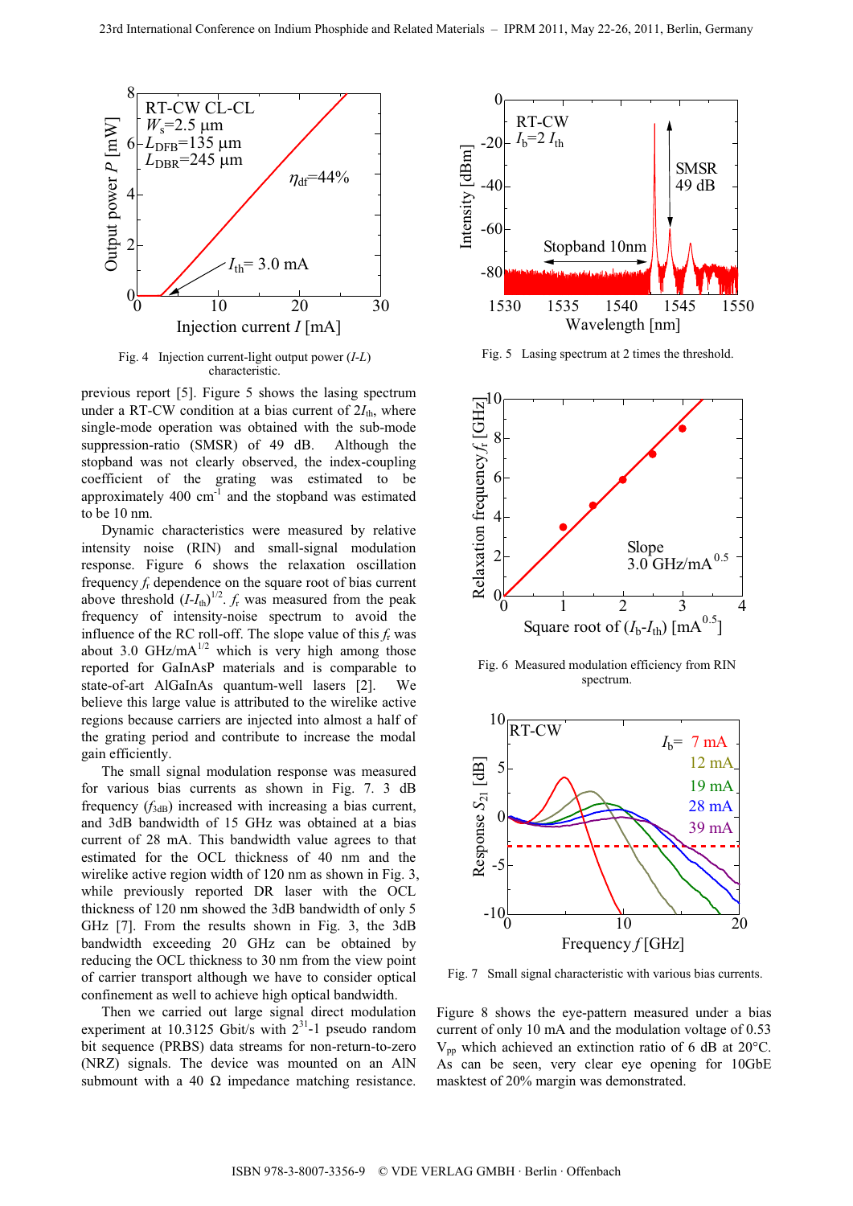Fig. 4 Injection current-light output power ($I$-$L$) characteristic.

Fig. 5 Lasing spectrum at 2 times the threshold.

previous report [5]. Figure 5 shows the lasing spectrum under a RT-CW condition at a bias current of $2I_{th}$, where single-mode operation was obtained with the sub-mode suppression-ratio (SMSR) of 49 dB. Although the stopband was not clearly observed, the index-coupling coefficient of the grating was estimated to be approximately 400 cm$^{-1}$ and the stopband was estimated to be 10 nm.

Dynamic characteristics were measured by relative intensity noise (RIN) and small-signal modulation response. Figure 6 shows the relaxation oscillation frequency $f_r$ dependence on the square root of bias current above threshold $(I-I_{th})^{1/2}$. $f_r$ was measured from the peak frequency of intensity-noise spectrum to avoid the influence of the RC roll-off. The slope value of this $f_r$ was about 3.0 GHz/mA$^{1/2}$ which is very high among those reported for GaInAsP materials and is comparable to state-of-art AlGaInAs quantum-well lasers [2]. We believe this large value is attributed to the wirelike active regions because carriers are injected into almost a half of the grating period and contribute to increase the modal gain efficiently.

Fig. 6 Measured modulation efficiency from RIN spectrum.

The small signal modulation response was measured for various bias currents as shown in Fig. 7. 3 dB frequency ($f_{3dB}$) increased with increasing a bias current, and 3dB bandwidth of 15 GHz was obtained at a bias current of 28 mA. This bandwidth value agrees to that estimated for the OCL thickness of 40 nm and the wirelike active region width of 120 nm as shown in Fig. 3, while previously reported DR laser with the OCL thickness of 120 nm showed the 3dB bandwidth of only 5 GHz [7]. From the results shown in Fig. 3, the 3dB bandwidth exceeding 20 GHz can be obtained by reducing the OCL thickness to 30 nm from the view point of carrier transport although we have to consider optical confinement as well to achieve high optical bandwidth.

Fig. 7 Small signal characteristic with various bias currents.

Then we carried out large signal direct modulation experiment at 10.3125 Gbit/s with $2^{31}$-1 pseudo random bit sequence (PRBS) data streams for non-return-to-zero (NRZ) signals. The device was mounted on an AlN submount with a 40 Ω impedance matching resistance. Figure 8 shows the eye-pattern measured under a bias current of only 10 mA and the modulation voltage of 0.53 $V_{pp}$ which achieved an extinction ratio of 6 dB at 20°C. As can be seen, very clear eye opening for 10GbE masktest of 20% margin was demonstrated.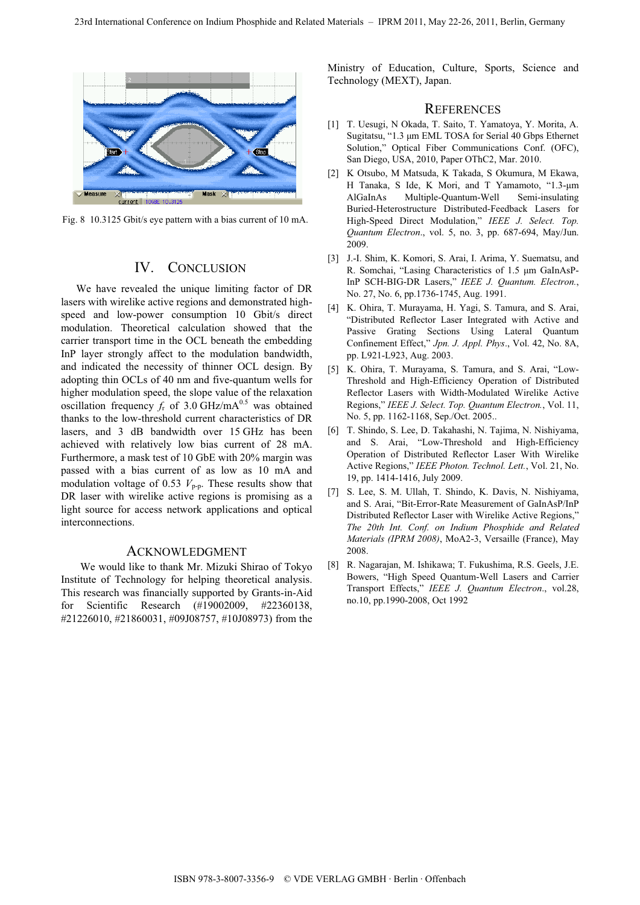Fig. 8 10.3125 Gbit/s eye pattern with a bias current of 10 mA.

## IV. Conclusion

We have revealed the unique limiting factor of DR lasers with wirelike active regions and demonstrated high-speed and low-power consumption 10 Gbit/s direct modulation. Theoretical calculation showed that the carrier transport time in the OCL beneath the embedding InP layer strongly affect to the modulation bandwidth, and indicated the necessity of thinner OCL design. By adopting thin OCLs of 40 nm and five-quantum wells for higher modulation speed, the slope value of the relaxation oscillation frequency $f_r$ of 3.0 GHz/mA$^{0.5}$ was obtained thanks to the low-threshold current characteristics of DR lasers, and 3 dB bandwidth over 15 GHz has been achieved with relatively low bias current of 28 mA. Furthermore, a mask test of 10 GbE with 20% margin was passed with a bias current of as low as 10 mA and modulation voltage of 0.53 $V_{p\text{-}p}$. These results show that DR laser with wirelike active regions is promising as a light source for access network applications and optical interconnections.

## Acknowledgment

We would like to thank Mr. Mizuki Shirao of Tokyo Institute of Technology for helping theoretical analysis. This research was financially supported by Grants-in-Aid for Scientific Research (#19002009, #22360138, #21226010, #21860031, #09J08757, #10J08973) from the Ministry of Education, Culture, Sports, Science and Technology (MEXT), Japan.

## References

[1] T. Uesugi, N Okada, T. Saito, T. Yamatoya, Y. Morita, A. Sugitatsu, "1.3 µm EML TOSA for Serial 40 Gbps Ethernet Solution," Optical Fiber Communications Conf. (OFC), San Diego, USA, 2010, Paper OThC2, Mar. 2010.

[2] K Otsubo, M Matsuda, K Takada, S Okumura, M Ekawa, H Tanaka, S Ide, K Mori, and T Yamamoto, "1.3-µm AlGaInAs Multiple-Quantum-Well Semi-insulating Buried-Heterostructure Distributed-Feedback Lasers for High-Speed Direct Modulation," *IEEE J. Select. Top. Quantum Electron*., vol. 5, no. 3, pp. 687-694, May/Jun. 2009.

[3] J.-I. Shim, K. Komori, S. Arai, I. Arima, Y. Suematsu, and R. Somchai, "Lasing Characteristics of 1.5 µm GaInAsP-InP SCH-BIG-DR Lasers," *IEEE J. Quantum. Electron.*, No. 27, No. 6, pp.1736-1745, Aug. 1991.

[4] K. Ohira, T. Murayama, H. Yagi, S. Tamura, and S. Arai, "Distributed Reflector Laser Integrated with Active and Passive Grating Sections Using Lateral Quantum Confinement Effect," *Jpn. J. Appl. Phys*., Vol. 42, No. 8A, pp. L921-L923, Aug. 2003.

[5] K. Ohira, T. Murayama, S. Tamura, and S. Arai, "Low-Threshold and High-Efficiency Operation of Distributed Reflector Lasers with Width-Modulated Wirelike Active Regions," *IEEE J. Select. Top. Quantum Electron.*, Vol. 11, No. 5, pp. 1162-1168, Sep./Oct. 2005..

[6] T. Shindo, S. Lee, D. Takahashi, N. Tajima, N. Nishiyama, and S. Arai, "Low-Threshold and High-Efficiency Operation of Distributed Reflector Laser With Wirelike Active Regions," *IEEE Photon. Technol. Lett.*, Vol. 21, No. 19, pp. 1414-1416, July 2009.

[7] S. Lee, S. M. Ullah, T. Shindo, K. Davis, N. Nishiyama, and S. Arai, "Bit-Error-Rate Measurement of GaInAsP/InP Distributed Reflector Laser with Wirelike Active Regions," *The 20th Int. Conf. on Indium Phosphide and Related Materials (IPRM 2008)*, MoA2-3, Versaille (France), May 2008.

[8] R. Nagarajan, M. Ishikawa; T. Fukushima, R.S. Geels, J.E. Bowers, "High Speed Quantum-Well Lasers and Carrier Transport Effects," *IEEE J. Quantum Electron*., vol.28, no.10, pp.1990-2008, Oct 1992